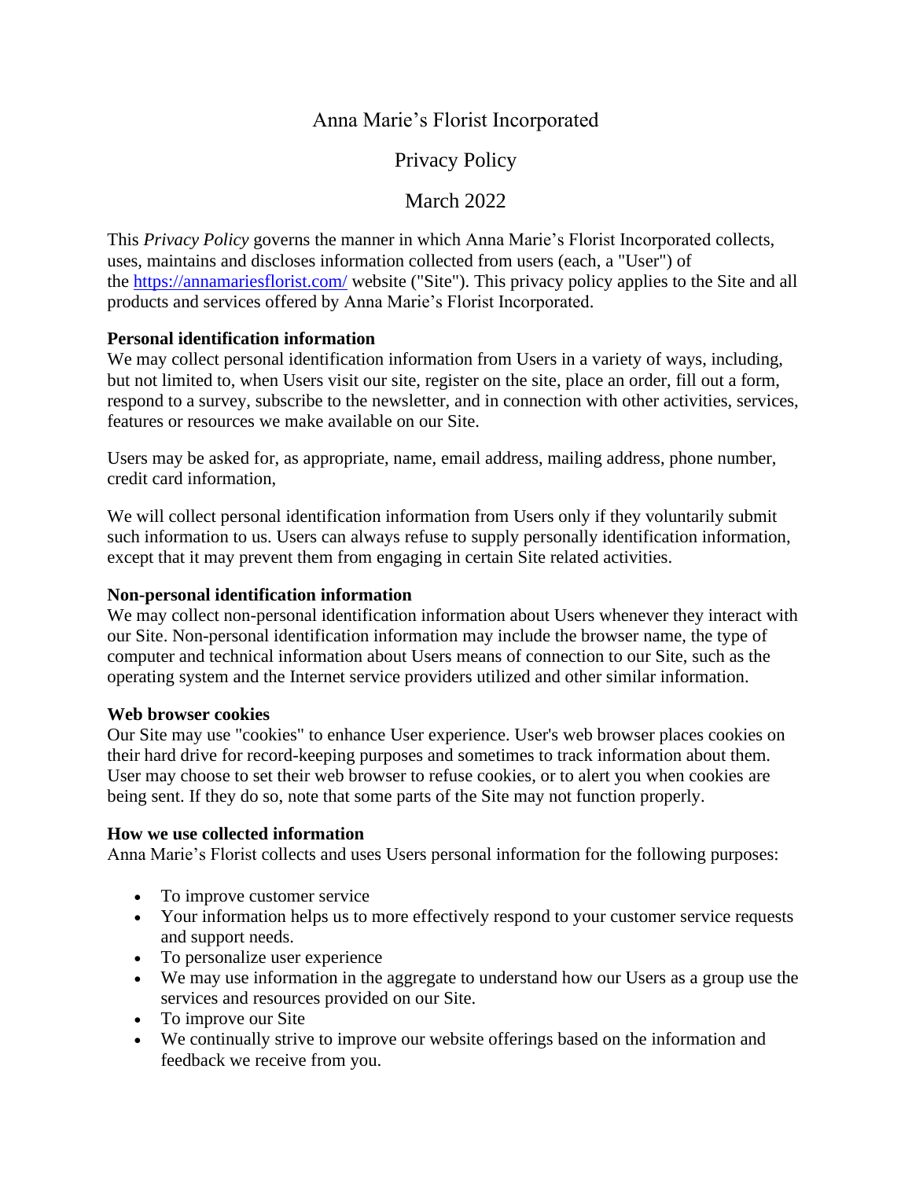# Anna Marie's Florist Incorporated

## Privacy Policy

## March 2022

This *Privacy Policy* governs the manner in which Anna Marie's Florist Incorporated collects, uses, maintains and discloses information collected from users (each, a "User") of the [https://annamariesflorist.com/](https://annamariesflorist.com/) website ("Site"). This privacy policy applies to the Site and all products and services offered by Anna Marie's Florist Incorporated.

**Personal identification information**
We may collect personal identification information from Users in a variety of ways, including, but not limited to, when Users visit our site, register on the site, place an order, fill out a form, respond to a survey, subscribe to the newsletter, and in connection with other activities, services, features or resources we make available on our Site.

Users may be asked for, as appropriate, name, email address, mailing address, phone number, credit card information,

We will collect personal identification information from Users only if they voluntarily submit such information to us. Users can always refuse to supply personally identification information, except that it may prevent them from engaging in certain Site related activities.

**Non-personal identification information**
We may collect non-personal identification information about Users whenever they interact with our Site. Non-personal identification information may include the browser name, the type of computer and technical information about Users means of connection to our Site, such as the operating system and the Internet service providers utilized and other similar information.

**Web browser cookies**
Our Site may use "cookies" to enhance User experience. User's web browser places cookies on their hard drive for record-keeping purposes and sometimes to track information about them. User may choose to set their web browser to refuse cookies, or to alert you when cookies are being sent. If they do so, note that some parts of the Site may not function properly.

**How we use collected information**
Anna Marie's Florist collects and uses Users personal information for the following purposes:

- To improve customer service
- Your information helps us to more effectively respond to your customer service requests and support needs.
- To personalize user experience
- We may use information in the aggregate to understand how our Users as a group use the services and resources provided on our Site.
- To improve our Site
- We continually strive to improve our website offerings based on the information and feedback we receive from you.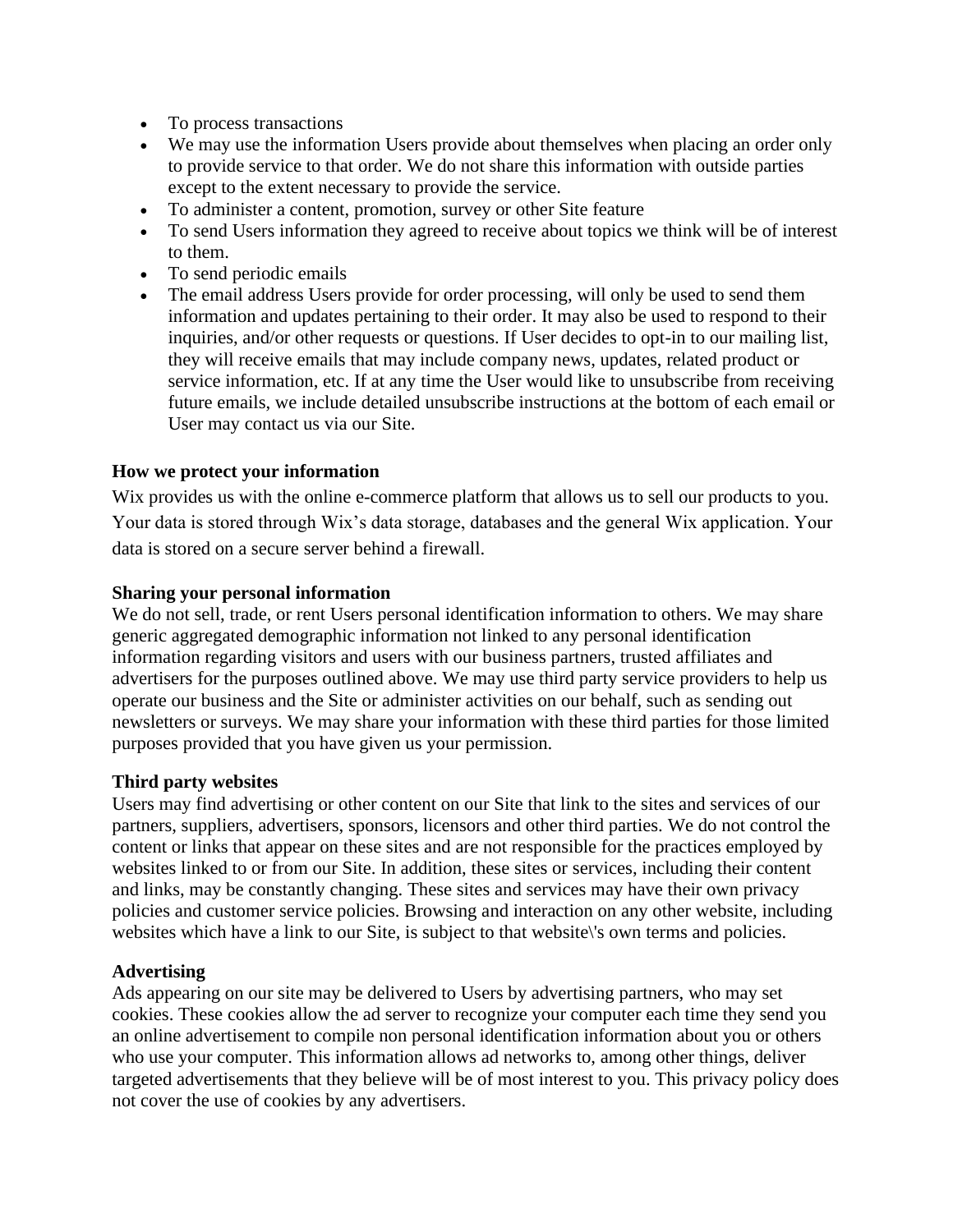- To process transactions
- We may use the information Users provide about themselves when placing an order only to provide service to that order. We do not share this information with outside parties except to the extent necessary to provide the service.
- To administer a content, promotion, survey or other Site feature
- To send Users information they agreed to receive about topics we think will be of interest to them.
- To send periodic emails
- The email address Users provide for order processing, will only be used to send them information and updates pertaining to their order. It may also be used to respond to their inquiries, and/or other requests or questions. If User decides to opt-in to our mailing list, they will receive emails that may include company news, updates, related product or service information, etc. If at any time the User would like to unsubscribe from receiving future emails, we include detailed unsubscribe instructions at the bottom of each email or User may contact us via our Site.

**How we protect your information**

Wix provides us with the online e-commerce platform that allows us to sell our products to you. Your data is stored through Wix's data storage, databases and the general Wix application. Your data is stored on a secure server behind a firewall.

**Sharing your personal information**

We do not sell, trade, or rent Users personal identification information to others. We may share generic aggregated demographic information not linked to any personal identification information regarding visitors and users with our business partners, trusted affiliates and advertisers for the purposes outlined above. We may use third party service providers to help us operate our business and the Site or administer activities on our behalf, such as sending out newsletters or surveys. We may share your information with these third parties for those limited purposes provided that you have given us your permission.

**Third party websites**

Users may find advertising or other content on our Site that link to the sites and services of our partners, suppliers, advertisers, sponsors, licensors and other third parties. We do not control the content or links that appear on these sites and are not responsible for the practices employed by websites linked to or from our Site. In addition, these sites or services, including their content and links, may be constantly changing. These sites and services may have their own privacy policies and customer service policies. Browsing and interaction on any other website, including websites which have a link to our Site, is subject to that website\'s own terms and policies.

**Advertising**

Ads appearing on our site may be delivered to Users by advertising partners, who may set cookies. These cookies allow the ad server to recognize your computer each time they send you an online advertisement to compile non personal identification information about you or others who use your computer. This information allows ad networks to, among other things, deliver targeted advertisements that they believe will be of most interest to you. This privacy policy does not cover the use of cookies by any advertisers.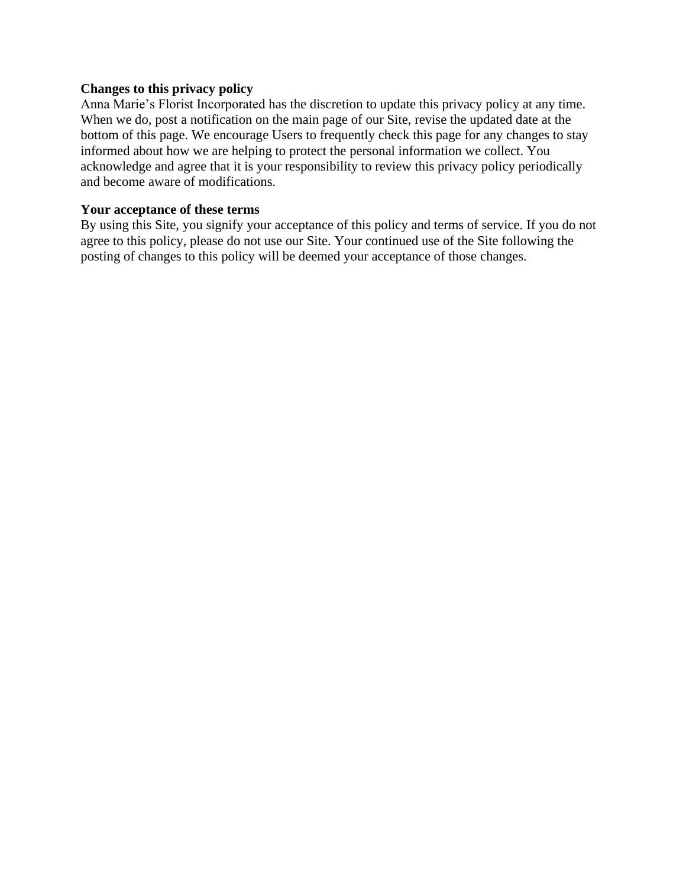**Changes to this privacy policy**
Anna Marie's Florist Incorporated has the discretion to update this privacy policy at any time. When we do, post a notification on the main page of our Site, revise the updated date at the bottom of this page. We encourage Users to frequently check this page for any changes to stay informed about how we are helping to protect the personal information we collect. You acknowledge and agree that it is your responsibility to review this privacy policy periodically and become aware of modifications.

**Your acceptance of these terms**
By using this Site, you signify your acceptance of this policy and terms of service. If you do not agree to this policy, please do not use our Site. Your continued use of the Site following the posting of changes to this policy will be deemed your acceptance of those changes.